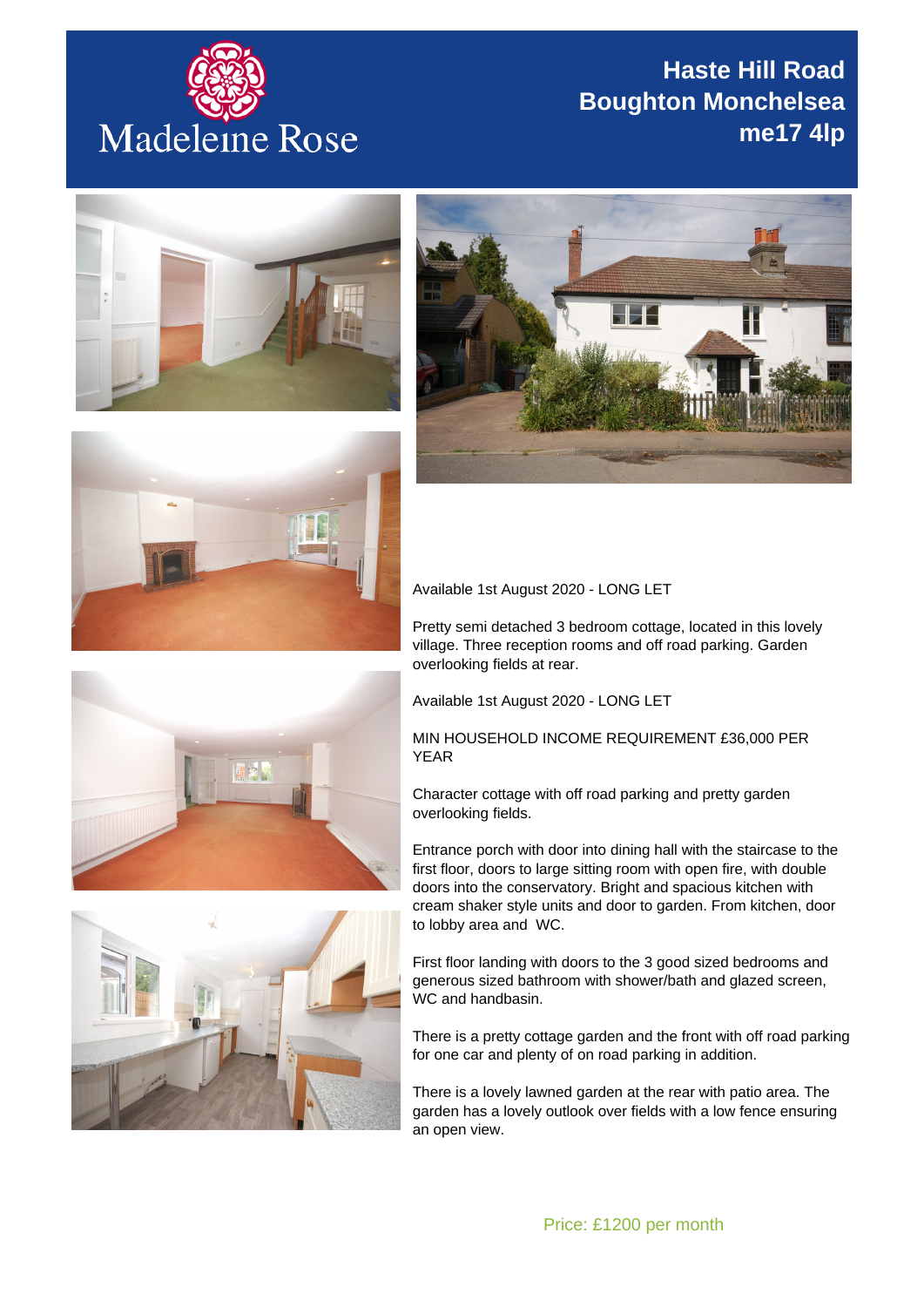Madeleine Rose

# Haste Hill Road
# Boughton Monchelsea
# me17 4lp

Available 1st August 2020 - LONG LET

Pretty semi detached 3 bedroom cottage, located in this lovely village. Three reception rooms and off road parking. Garden overlooking fields at rear.

Available 1st August 2020 - LONG LET

MIN HOUSEHOLD INCOME REQUIREMENT £36,000 PER YEAR

Character cottage with off road parking and pretty garden overlooking fields.

Entrance porch with door into dining hall with the staircase to the first floor, doors to large sitting room with open fire, with double doors into the conservatory. Bright and spacious kitchen with cream shaker style units and door to garden. From kitchen, door to lobby area and WC.

First floor landing with doors to the 3 good sized bedrooms and generous sized bathroom with shower/bath and glazed screen, WC and handbasin.

There is a pretty cottage garden and the front with off road parking for one car and plenty of on road parking in addition.

There is a lovely lawned garden at the rear with patio area. The garden has a lovely outlook over fields with a low fence ensuring an open view.

Price: £1200 per month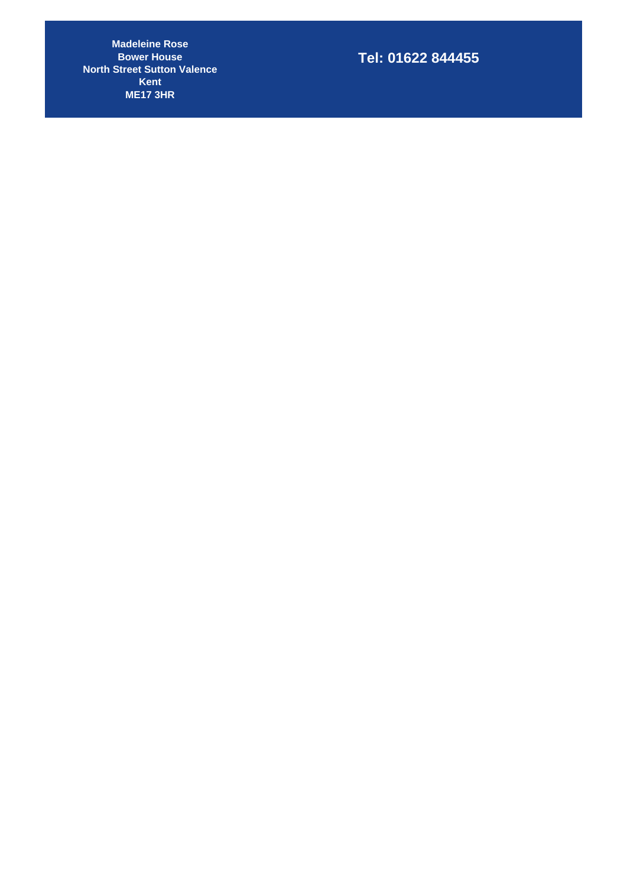**Madeleine Rose**
**Bower House**
**North Street Sutton Valence**
**Kent**
**ME17 3HR**

**Tel: 01622 844455**